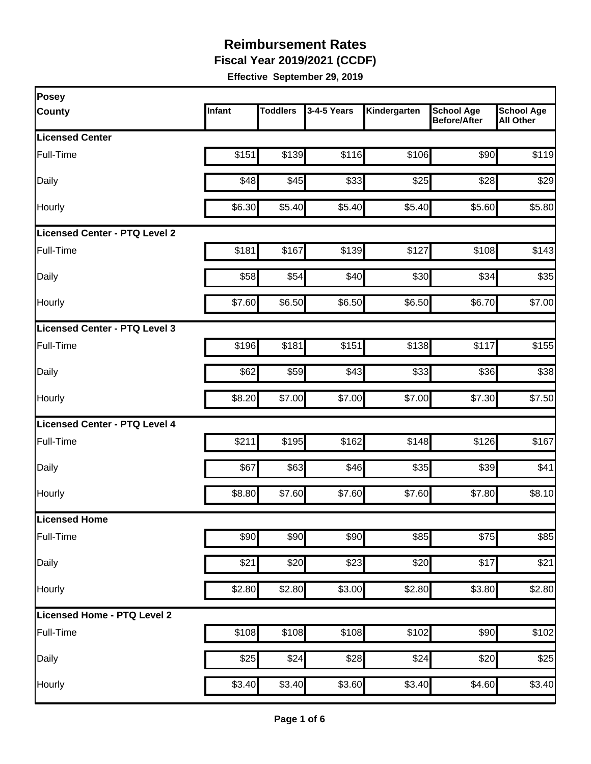# Reimbursement Rates

**Fiscal Year 2019/2021 (CCDF)**

**Effective September 29, 2019**

| Posey County | Infant | Toddlers | 3-4-5 Years | Kindergarten | School Age Before/After | School Age All Other |
|---|---|---|---|---|---|---|
| **Licensed Center** | | | | | | |
| Full-Time | $151 | $139 | $116 | $106 | $90 | $119 |
| Daily | $48 | $45 | $33 | $25 | $28 | $29 |
| Hourly | $6.30 | $5.40 | $5.40 | $5.40 | $5.60 | $5.80 |
| **Licensed Center - PTQ Level 2** | | | | | | |
| Full-Time | $181 | $167 | $139 | $127 | $108 | $143 |
| Daily | $58 | $54 | $40 | $30 | $34 | $35 |
| Hourly | $7.60 | $6.50 | $6.50 | $6.50 | $6.70 | $7.00 |
| **Licensed Center - PTQ Level 3** | | | | | | |
| Full-Time | $196 | $181 | $151 | $138 | $117 | $155 |
| Daily | $62 | $59 | $43 | $33 | $36 | $38 |
| Hourly | $8.20 | $7.00 | $7.00 | $7.00 | $7.30 | $7.50 |
| **Licensed Center - PTQ Level 4** | | | | | | |
| Full-Time | $211 | $195 | $162 | $148 | $126 | $167 |
| Daily | $67 | $63 | $46 | $35 | $39 | $41 |
| Hourly | $8.80 | $7.60 | $7.60 | $7.60 | $7.80 | $8.10 |
| **Licensed Home** | | | | | | |
| Full-Time | $90 | $90 | $90 | $85 | $75 | $85 |
| Daily | $21 | $20 | $23 | $20 | $17 | $21 |
| Hourly | $2.80 | $2.80 | $3.00 | $2.80 | $3.80 | $2.80 |
| **Licensed Home - PTQ Level 2** | | | | | | |
| Full-Time | $108 | $108 | $108 | $102 | $90 | $102 |
| Daily | $25 | $24 | $28 | $24 | $20 | $25 |
| Hourly | $3.40 | $3.40 | $3.60 | $3.40 | $4.60 | $3.40 |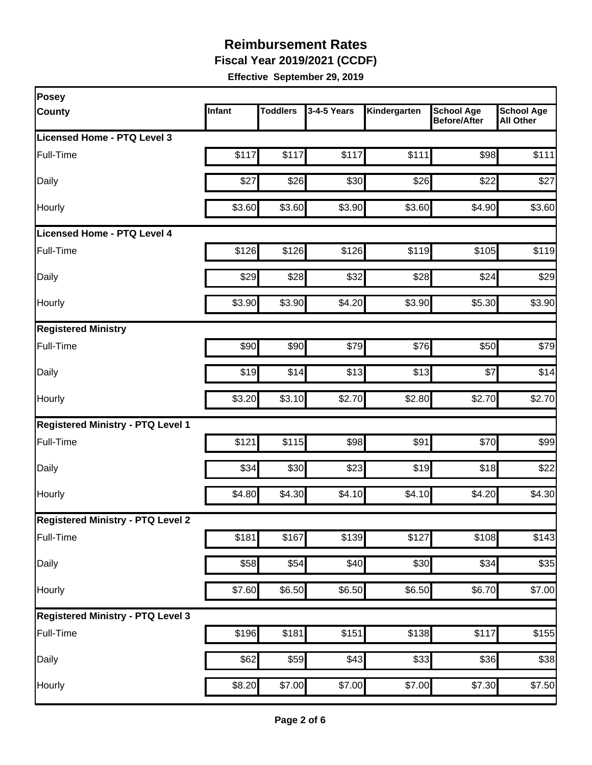# Reimbursement Rates

**Fiscal Year 2019/2021 (CCDF)**

**Effective September 29, 2019**

| Posey County | Infant | Toddlers | 3-4-5 Years | Kindergarten | School Age Before/After | School Age All Other |
|---|---|---|---|---|---|---|
| **Licensed Home - PTQ Level 3** | | | | | | |
| Full-Time | $117 | $117 | $117 | $111 | $98 | $111 |
| Daily | $27 | $26 | $30 | $26 | $22 | $27 |
| Hourly | $3.60 | $3.60 | $3.90 | $3.60 | $4.90 | $3.60 |
| **Licensed Home - PTQ Level 4** | | | | | | |
| Full-Time | $126 | $126 | $126 | $119 | $105 | $119 |
| Daily | $29 | $28 | $32 | $28 | $24 | $29 |
| Hourly | $3.90 | $3.90 | $4.20 | $3.90 | $5.30 | $3.90 |
| **Registered Ministry** | | | | | | |
| Full-Time | $90 | $90 | $79 | $76 | $50 | $79 |
| Daily | $19 | $14 | $13 | $13 | $7 | $14 |
| Hourly | $3.20 | $3.10 | $2.70 | $2.80 | $2.70 | $2.70 |
| **Registered Ministry - PTQ Level 1** | | | | | | |
| Full-Time | $121 | $115 | $98 | $91 | $70 | $99 |
| Daily | $34 | $30 | $23 | $19 | $18 | $22 |
| Hourly | $4.80 | $4.30 | $4.10 | $4.10 | $4.20 | $4.30 |
| **Registered Ministry - PTQ Level 2** | | | | | | |
| Full-Time | $181 | $167 | $139 | $127 | $108 | $143 |
| Daily | $58 | $54 | $40 | $30 | $34 | $35 |
| Hourly | $7.60 | $6.50 | $6.50 | $6.50 | $6.70 | $7.00 |
| **Registered Ministry - PTQ Level 3** | | | | | | |
| Full-Time | $196 | $181 | $151 | $138 | $117 | $155 |
| Daily | $62 | $59 | $43 | $33 | $36 | $38 |
| Hourly | $8.20 | $7.00 | $7.00 | $7.00 | $7.30 | $7.50 |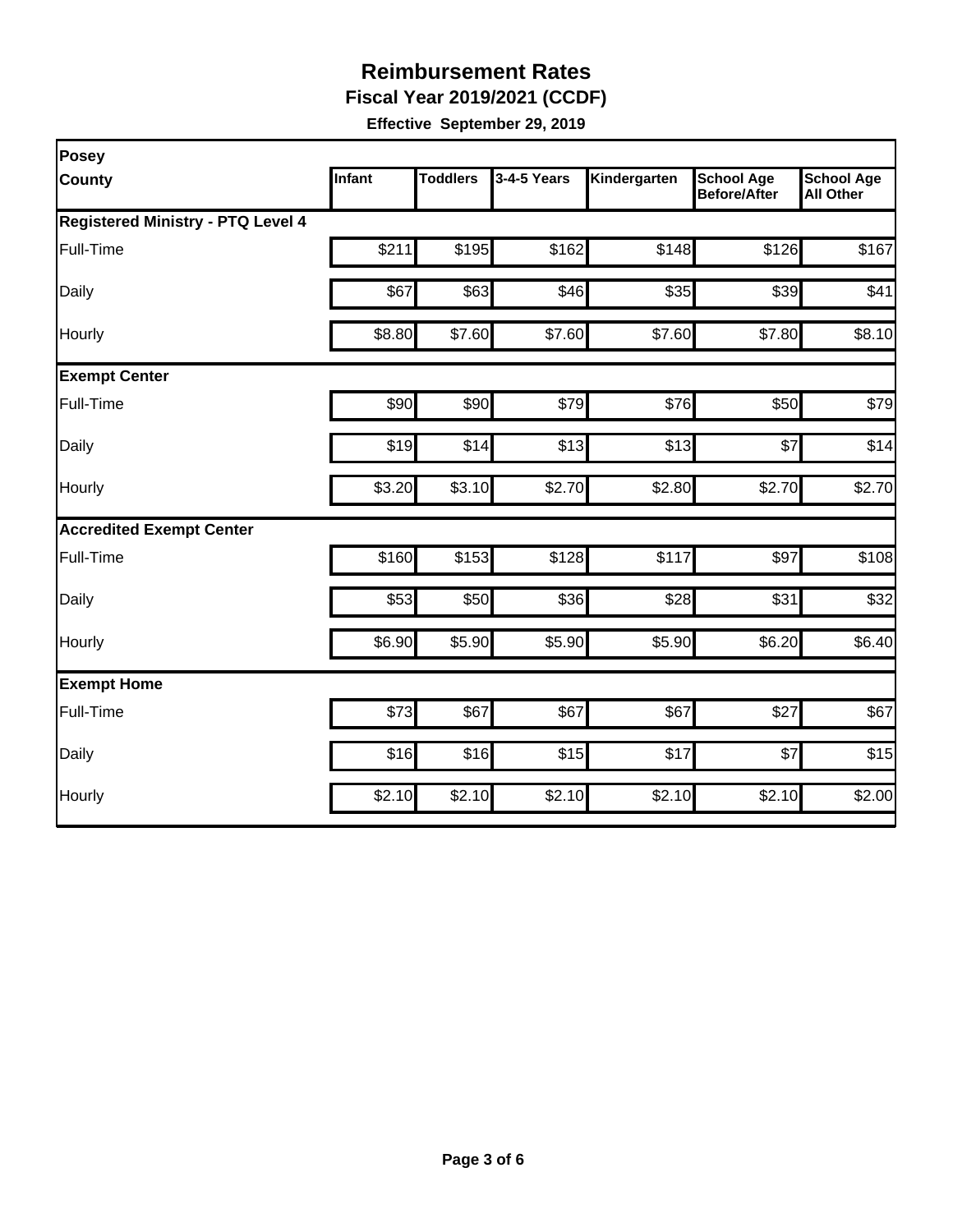# Reimbursement Rates

**Fiscal Year 2019/2021 (CCDF)**

**Effective September 29, 2019**

| Posey County | Infant | Toddlers | 3-4-5 Years | Kindergarten | School Age Before/After | School Age All Other |
|---|---|---|---|---|---|---|
| **Registered Ministry - PTQ Level 4** | | | | | | |
| Full-Time | $211 | $195 | $162 | $148 | $126 | $167 |
| Daily | $67 | $63 | $46 | $35 | $39 | $41 |
| Hourly | $8.80 | $7.60 | $7.60 | $7.60 | $7.80 | $8.10 |
| **Exempt Center** | | | | | | |
| Full-Time | $90 | $90 | $79 | $76 | $50 | $79 |
| Daily | $19 | $14 | $13 | $13 | $7 | $14 |
| Hourly | $3.20 | $3.10 | $2.70 | $2.80 | $2.70 | $2.70 |
| **Accredited Exempt Center** | | | | | | |
| Full-Time | $160 | $153 | $128 | $117 | $97 | $108 |
| Daily | $53 | $50 | $36 | $28 | $31 | $32 |
| Hourly | $6.90 | $5.90 | $5.90 | $5.90 | $6.20 | $6.40 |
| **Exempt Home** | | | | | | |
| Full-Time | $73 | $67 | $67 | $67 | $27 | $67 |
| Daily | $16 | $16 | $15 | $17 | $7 | $15 |
| Hourly | $2.10 | $2.10 | $2.10 | $2.10 | $2.10 | $2.00 |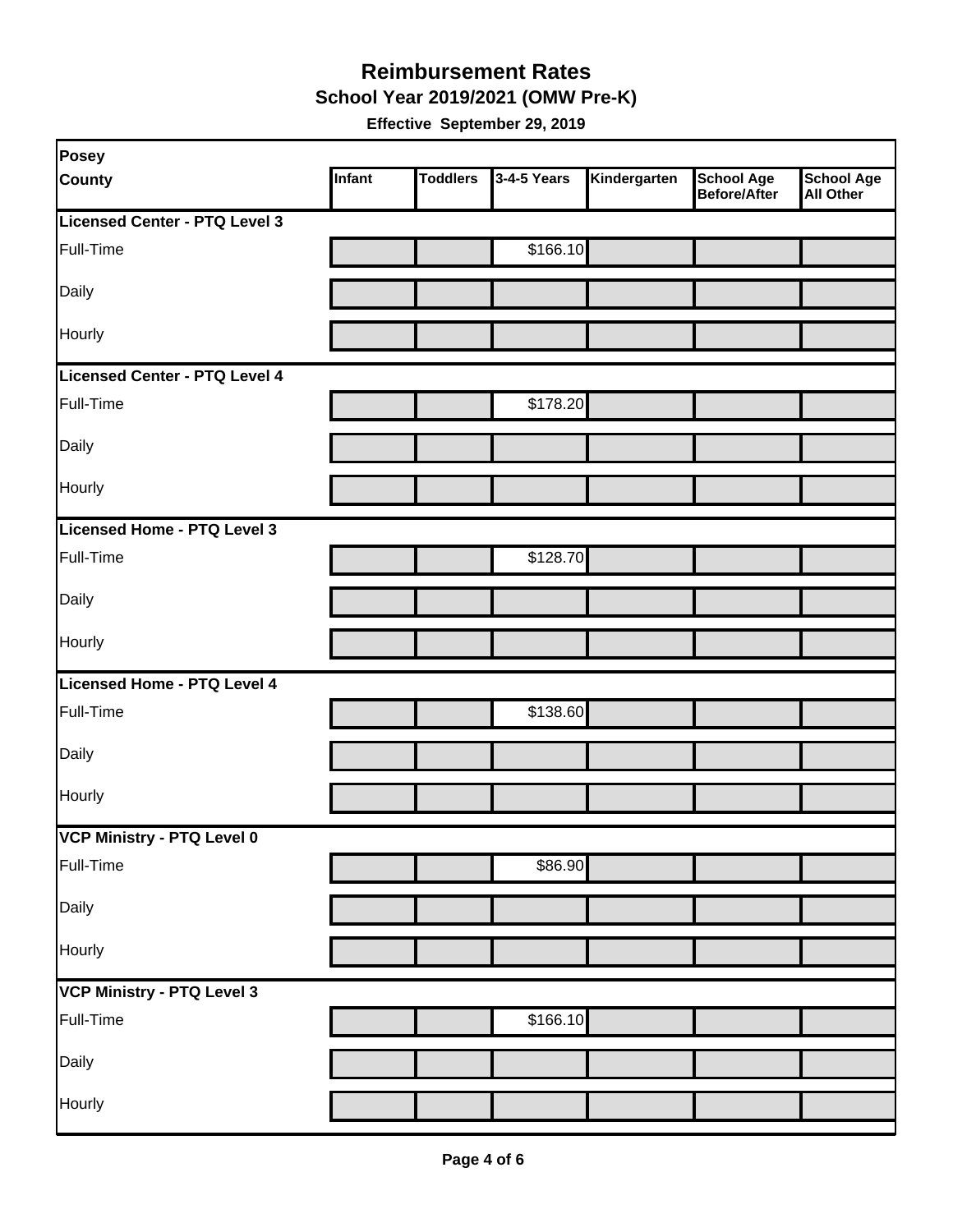# Reimbursement Rates

## School Year 2019/2021 (OMW Pre-K)

**Effective September 29, 2019**

| Posey County | Infant | Toddlers | 3-4-5 Years | Kindergarten | School Age Before/After | School Age All Other |
|---|---|---|---|---|---|---|
| **Licensed Center - PTQ Level 3** | | | | | | |
| Full-Time | | | $166.10 | | | |
| Daily | | | | | | |
| Hourly | | | | | | |
| **Licensed Center - PTQ Level 4** | | | | | | |
| Full-Time | | | $178.20 | | | |
| Daily | | | | | | |
| Hourly | | | | | | |
| **Licensed Home - PTQ Level 3** | | | | | | |
| Full-Time | | | $128.70 | | | |
| Daily | | | | | | |
| Hourly | | | | | | |
| **Licensed Home - PTQ Level 4** | | | | | | |
| Full-Time | | | $138.60 | | | |
| Daily | | | | | | |
| Hourly | | | | | | |
| **VCP Ministry - PTQ Level 0** | | | | | | |
| Full-Time | | | $86.90 | | | |
| Daily | | | | | | |
| Hourly | | | | | | |
| **VCP Ministry - PTQ Level 3** | | | | | | |
| Full-Time | | | $166.10 | | | |
| Daily | | | | | | |
| Hourly | | | | | | |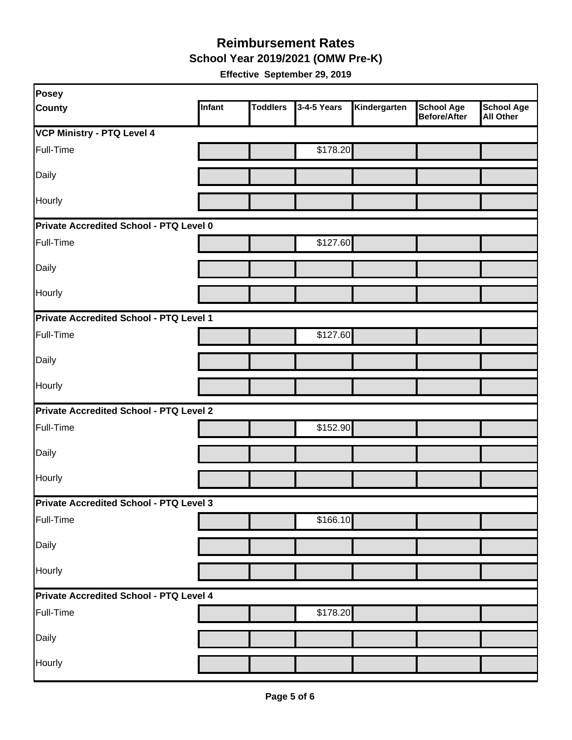# Reimbursement Rates

## School Year 2019/2021 (OMW Pre-K)

**Effective September 29, 2019**

| Posey County | Infant | Toddlers | 3-4-5 Years | Kindergarten | School Age Before/After | School Age All Other |
|---|---|---|---|---|---|---|
| **VCP Ministry - PTQ Level 4** | | | | | | |
| Full-Time | | | $178.20 | | | |
| Daily | | | | | | |
| Hourly | | | | | | |
| **Private Accredited School - PTQ Level 0** | | | | | | |
| Full-Time | | | $127.60 | | | |
| Daily | | | | | | |
| Hourly | | | | | | |
| **Private Accredited School - PTQ Level 1** | | | | | | |
| Full-Time | | | $127.60 | | | |
| Daily | | | | | | |
| Hourly | | | | | | |
| **Private Accredited School - PTQ Level 2** | | | | | | |
| Full-Time | | | $152.90 | | | |
| Daily | | | | | | |
| Hourly | | | | | | |
| **Private Accredited School - PTQ Level 3** | | | | | | |
| Full-Time | | | $166.10 | | | |
| Daily | | | | | | |
| Hourly | | | | | | |
| **Private Accredited School - PTQ Level 4** | | | | | | |
| Full-Time | | | $178.20 | | | |
| Daily | | | | | | |
| Hourly | | | | | | |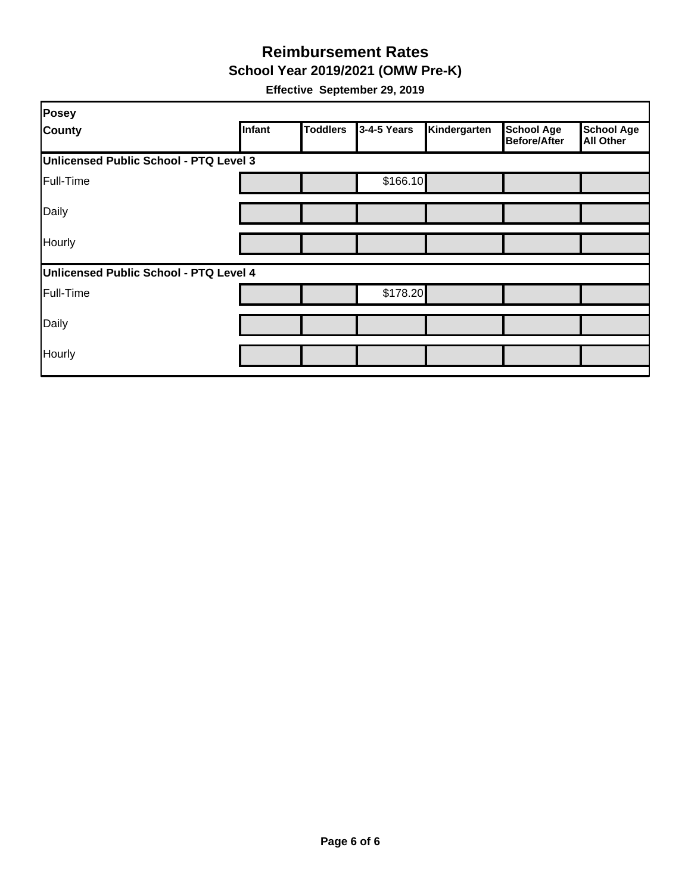# Reimbursement Rates

## School Year 2019/2021 (OMW Pre-K)

**Effective September 29, 2019**

| Posey<br>County | Infant | Toddlers | 3-4-5 Years | Kindergarten | School Age Before/After | School Age All Other |
|---|---|---|---|---|---|---|
| **Unlicensed Public School - PTQ Level 3** | | | | | | |
| Full-Time | | | $166.10 | | | |
| Daily | | | | | | |
| Hourly | | | | | | |
| **Unlicensed Public School - PTQ Level 4** | | | | | | |
| Full-Time | | | $178.20 | | | |
| Daily | | | | | | |
| Hourly | | | | | | |